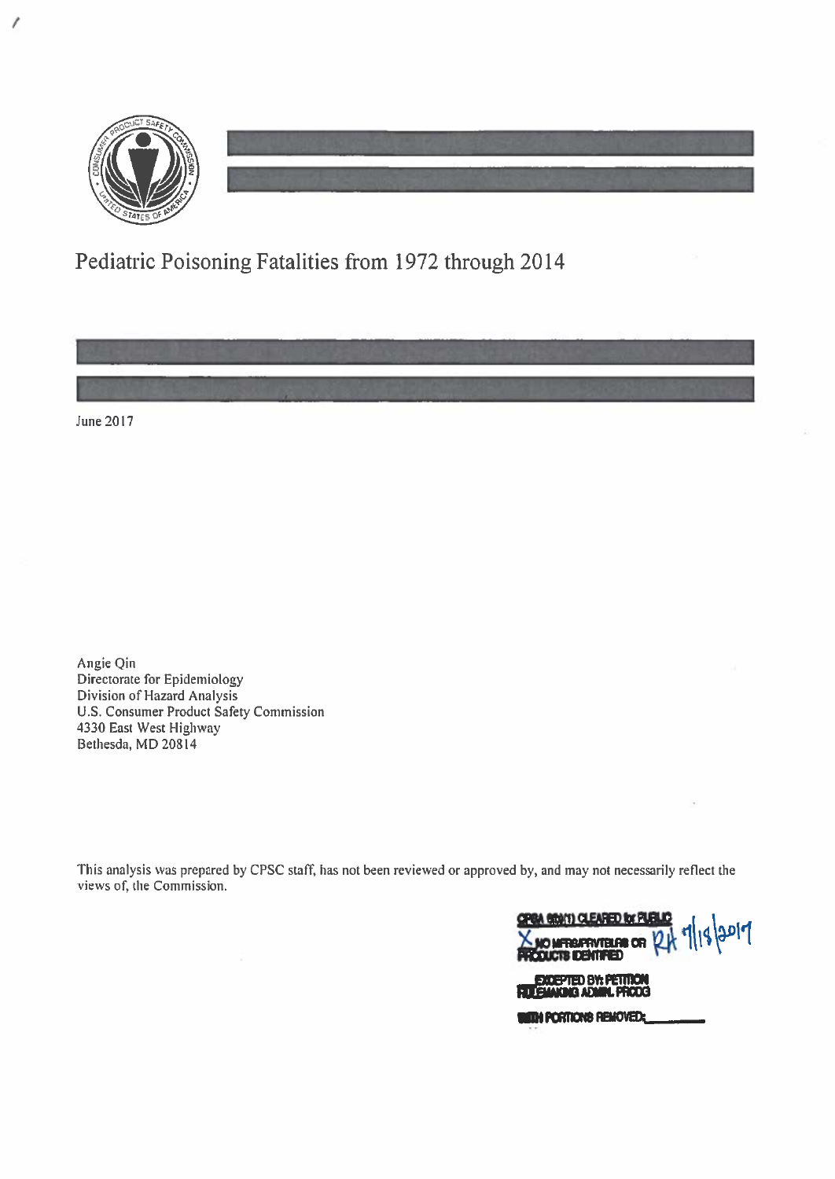# Pediatric Poisoning Fatalities from 1972 through 2014

June 2017

Angie Qin
Directorate for Epidemiology
Division of Hazard Analysis
U.S. Consumer Product Safety Commission
4330 East West Highway
Bethesda, MD 20814

This analysis was prepared by CPSC staff, has not been reviewed or approved by, and may not necessarily reflect the views of, the Commission.

CPSA 6(b)(1) CLEARED for PUBLIC
X NO MFRS/PRVTLBLRS OR PRODUCTS IDENTIFIED RA 7/18/2017
EXCEPTED BY: PETITION RULEMAKING ADMIN. PRCDG
WITH PORTIONS REMOVED:\_\_\_\_\_\_\_\_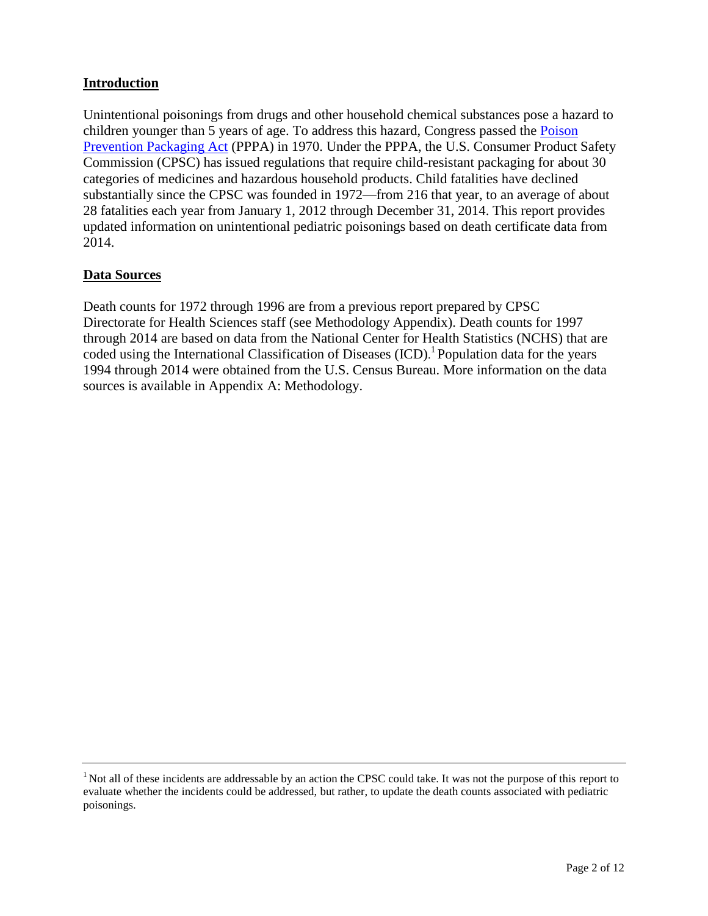## Introduction

Unintentional poisonings from drugs and other household chemical substances pose a hazard to children younger than 5 years of age. To address this hazard, Congress passed the [Poison Prevention Packaging Act](#) (PPPA) in 1970. Under the PPPA, the U.S. Consumer Product Safety Commission (CPSC) has issued regulations that require child-resistant packaging for about 30 categories of medicines and hazardous household products. Child fatalities have declined substantially since the CPSC was founded in 1972—from 216 that year, to an average of about 28 fatalities each year from January 1, 2012 through December 31, 2014. This report provides updated information on unintentional pediatric poisonings based on death certificate data from 2014.

## Data Sources

Death counts for 1972 through 1996 are from a previous report prepared by CPSC Directorate for Health Sciences staff (see Methodology Appendix). Death counts for 1997 through 2014 are based on data from the National Center for Health Statistics (NCHS) that are coded using the International Classification of Diseases (ICD).[1] Population data for the years 1994 through 2014 were obtained from the U.S. Census Bureau. More information on the data sources is available in Appendix A: Methodology.

---

[1] Not all of these incidents are addressable by an action the CPSC could take. It was not the purpose of this report to evaluate whether the incidents could be addressed, but rather, to update the death counts associated with pediatric poisonings.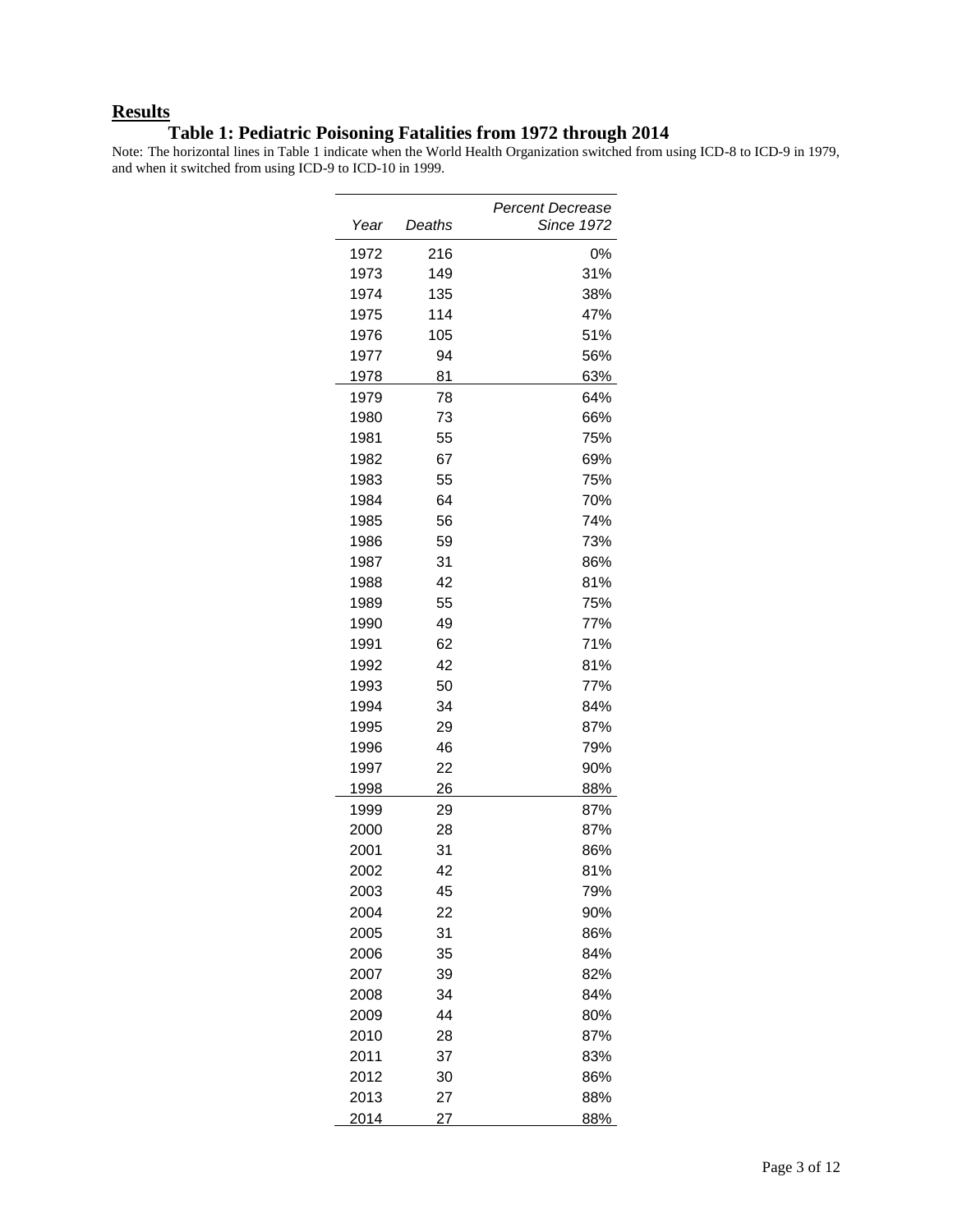## Results

### Table 1: Pediatric Poisoning Fatalities from 1972 through 2014

Note: The horizontal lines in Table 1 indicate when the World Health Organization switched from using ICD-8 to ICD-9 in 1979, and when it switched from using ICD-9 to ICD-10 in 1999.

| *Year* | *Deaths* | *Percent Decrease Since 1972* |
|---|---|---|
| 1972 | 216 | 0% |
| 1973 | 149 | 31% |
| 1974 | 135 | 38% |
| 1975 | 114 | 47% |
| 1976 | 105 | 51% |
| 1977 | 94 | 56% |
| 1978 | 81 | 63% |
| 1979 | 78 | 64% |
| 1980 | 73 | 66% |
| 1981 | 55 | 75% |
| 1982 | 67 | 69% |
| 1983 | 55 | 75% |
| 1984 | 64 | 70% |
| 1985 | 56 | 74% |
| 1986 | 59 | 73% |
| 1987 | 31 | 86% |
| 1988 | 42 | 81% |
| 1989 | 55 | 75% |
| 1990 | 49 | 77% |
| 1991 | 62 | 71% |
| 1992 | 42 | 81% |
| 1993 | 50 | 77% |
| 1994 | 34 | 84% |
| 1995 | 29 | 87% |
| 1996 | 46 | 79% |
| 1997 | 22 | 90% |
| 1998 | 26 | 88% |
| 1999 | 29 | 87% |
| 2000 | 28 | 87% |
| 2001 | 31 | 86% |
| 2002 | 42 | 81% |
| 2003 | 45 | 79% |
| 2004 | 22 | 90% |
| 2005 | 31 | 86% |
| 2006 | 35 | 84% |
| 2007 | 39 | 82% |
| 2008 | 34 | 84% |
| 2009 | 44 | 80% |
| 2010 | 28 | 87% |
| 2011 | 37 | 83% |
| 2012 | 30 | 86% |
| 2013 | 27 | 88% |
| 2014 | 27 | 88% |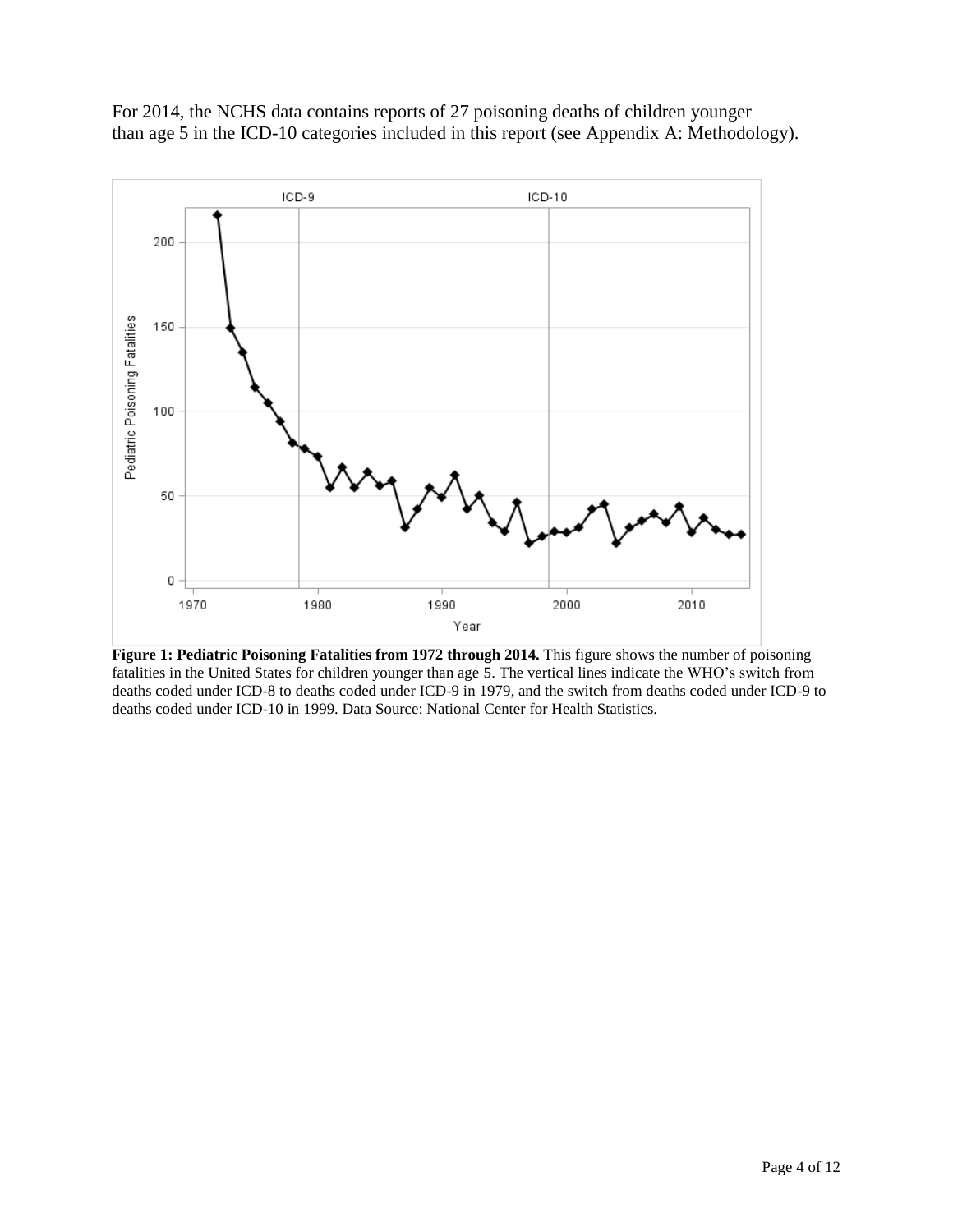For 2014, the NCHS data contains reports of 27 poisoning deaths of children younger than age 5 in the ICD-10 categories included in this report (see Appendix A: Methodology).

**Figure 1: Pediatric Poisoning Fatalities from 1972 through 2014.** This figure shows the number of poisoning fatalities in the United States for children younger than age 5. The vertical lines indicate the WHO's switch from deaths coded under ICD-8 to deaths coded under ICD-9 in 1979, and the switch from deaths coded under ICD-9 to deaths coded under ICD-10 in 1999. Data Source: National Center for Health Statistics.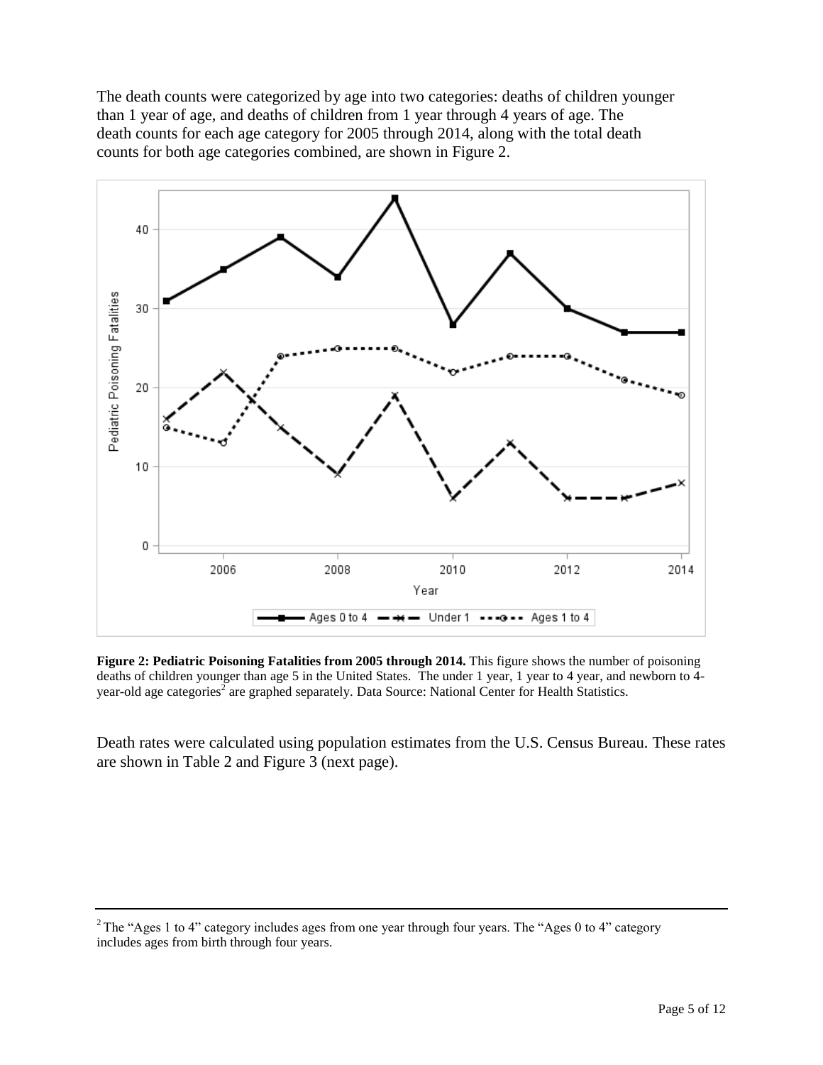The death counts were categorized by age into two categories: deaths of children younger than 1 year of age, and deaths of children from 1 year through 4 years of age. The death counts for each age category for 2005 through 2014, along with the total death counts for both age categories combined, are shown in Figure 2.

**Figure 2: Pediatric Poisoning Fatalities from 2005 through 2014.** This figure shows the number of poisoning deaths of children younger than age 5 in the United States. The under 1 year, 1 year to 4 year, and newborn to 4-year-old age categories[2] are graphed separately. Data Source: National Center for Health Statistics.

Death rates were calculated using population estimates from the U.S. Census Bureau. These rates are shown in Table 2 and Figure 3 (next page).

---

[2] The "Ages 1 to 4" category includes ages from one year through four years. The "Ages 0 to 4" category includes ages from birth through four years.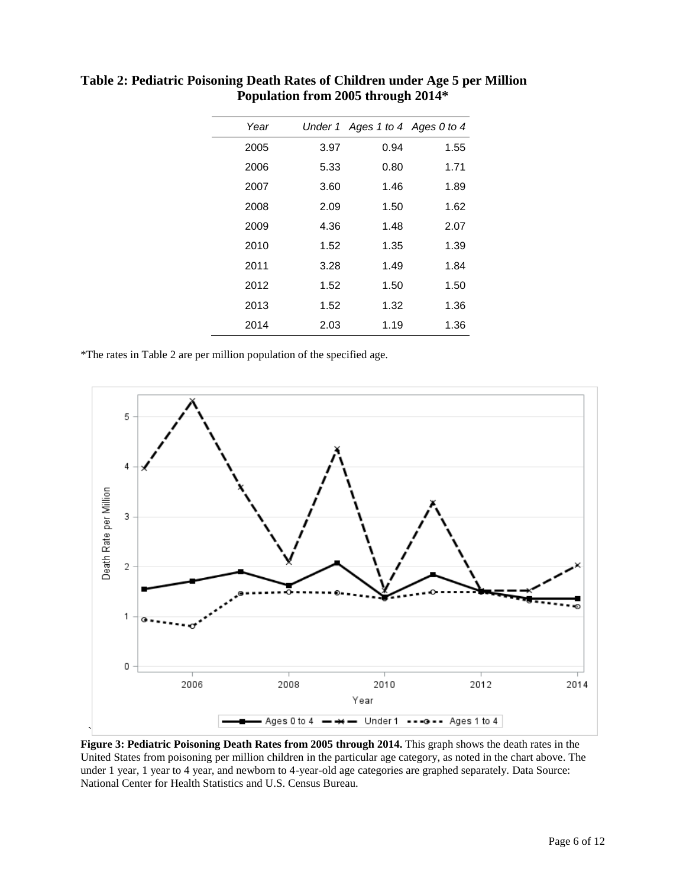**Table 2: Pediatric Poisoning Death Rates of Children under Age 5 per Million Population from 2005 through 2014***

| Year | Under 1 | Ages 1 to 4 | Ages 0 to 4 |
|---|---|---|---|
| 2005 | 3.97 | 0.94 | 1.55 |
| 2006 | 5.33 | 0.80 | 1.71 |
| 2007 | 3.60 | 1.46 | 1.89 |
| 2008 | 2.09 | 1.50 | 1.62 |
| 2009 | 4.36 | 1.48 | 2.07 |
| 2010 | 1.52 | 1.35 | 1.39 |
| 2011 | 3.28 | 1.49 | 1.84 |
| 2012 | 1.52 | 1.50 | 1.50 |
| 2013 | 1.52 | 1.32 | 1.36 |
| 2014 | 2.03 | 1.19 | 1.36 |

*The rates in Table 2 are per million population of the specified age.

**Figure 3: Pediatric Poisoning Death Rates from 2005 through 2014.** This graph shows the death rates in the United States from poisoning per million children in the particular age category, as noted in the chart above. The under 1 year, 1 year to 4 year, and newborn to 4-year-old age categories are graphed separately. Data Source: National Center for Health Statistics and U.S. Census Bureau.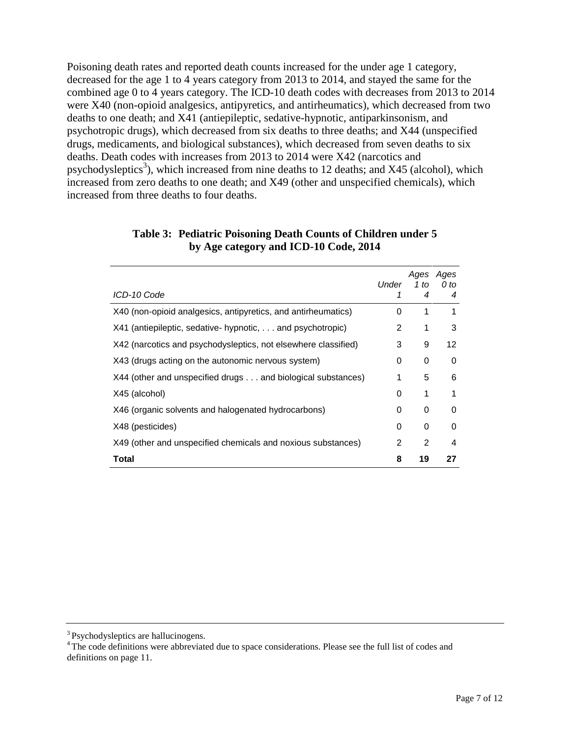Poisoning death rates and reported death counts increased for the under age 1 category, decreased for the age 1 to 4 years category from 2013 to 2014, and stayed the same for the combined age 0 to 4 years category. The ICD-10 death codes with decreases from 2013 to 2014 were X40 (non-opioid analgesics, antipyretics, and antirheumatics), which decreased from two deaths to one death; and X41 (antiepileptic, sedative-hypnotic, antiparkinsonism, and psychotropic drugs), which decreased from six deaths to three deaths; and X44 (unspecified drugs, medicaments, and biological substances), which decreased from seven deaths to six deaths. Death codes with increases from 2013 to 2014 were X42 (narcotics and psychodysleptics[3]), which increased from nine deaths to 12 deaths; and X45 (alcohol), which increased from zero deaths to one death; and X49 (other and unspecified chemicals), which increased from three deaths to four deaths.

**Table 3: Pediatric Poisoning Death Counts of Children under 5 by Age category and ICD-10 Code, 2014**

| *ICD-10 Code* | *Under 1* | *Ages 1 to 4* | *Ages 0 to 4* |
|---|---|---|---|
| X40 (non-opioid analgesics, antipyretics, and antirheumatics) | 0 | 1 | 1 |
| X41 (antiepileptic, sedative- hypnotic, . . . and psychotropic) | 2 | 1 | 3 |
| X42 (narcotics and psychodysleptics, not elsewhere classified) | 3 | 9 | 12 |
| X43 (drugs acting on the autonomic nervous system) | 0 | 0 | 0 |
| X44 (other and unspecified drugs . . . and biological substances) | 1 | 5 | 6 |
| X45 (alcohol) | 0 | 1 | 1 |
| X46 (organic solvents and halogenated hydrocarbons) | 0 | 0 | 0 |
| X48 (pesticides) | 0 | 0 | 0 |
| X49 (other and unspecified chemicals and noxious substances) | 2 | 2 | 4 |
| **Total** | **8** | **19** | **27** |

[3] Psychodysleptics are hallucinogens.

[4] The code definitions were abbreviated due to space considerations. Please see the full list of codes and definitions on page 11.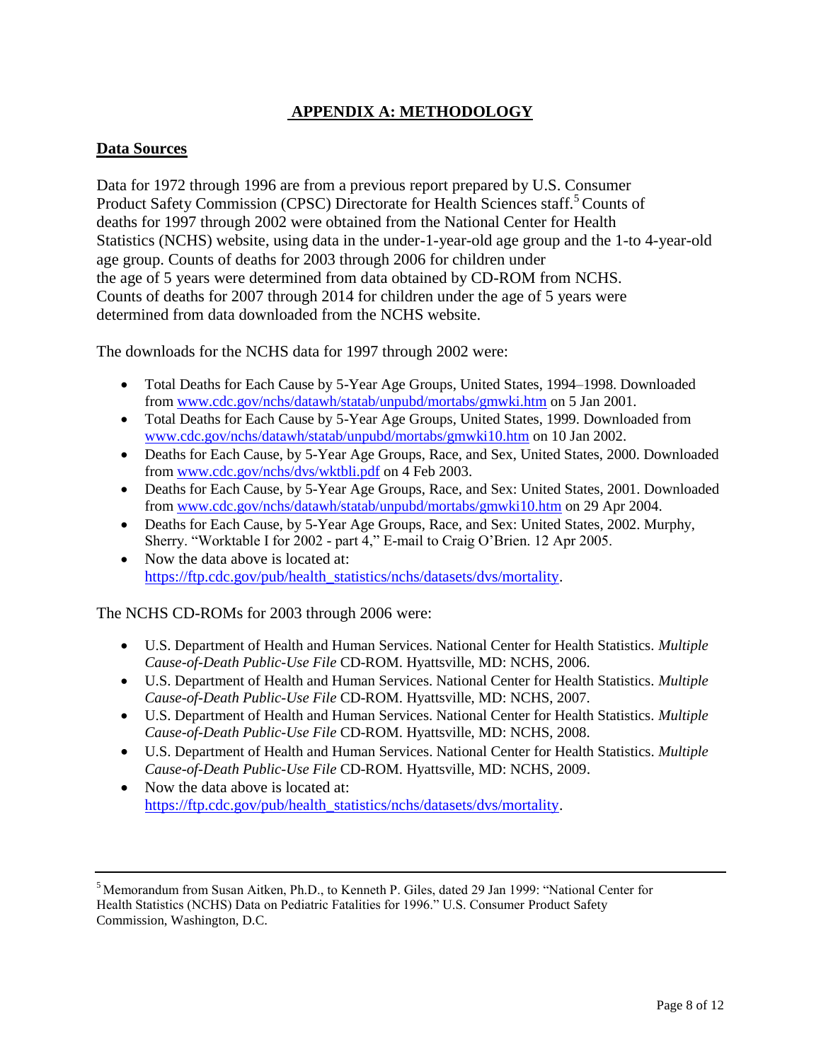# APPENDIX A: METHODOLOGY

## Data Sources

Data for 1972 through 1996 are from a previous report prepared by U.S. Consumer Product Safety Commission (CPSC) Directorate for Health Sciences staff.[5] Counts of deaths for 1997 through 2002 were obtained from the National Center for Health Statistics (NCHS) website, using data in the under-1-year-old age group and the 1-to 4-year-old age group. Counts of deaths for 2003 through 2006 for children under the age of 5 years were determined from data obtained by CD-ROM from NCHS. Counts of deaths for 2007 through 2014 for children under the age of 5 years were determined from data downloaded from the NCHS website.

The downloads for the NCHS data for 1997 through 2002 were:

- Total Deaths for Each Cause by 5-Year Age Groups, United States, 1994–1998. Downloaded from www.cdc.gov/nchs/datawh/statab/unpubd/mortabs/gmwki.htm on 5 Jan 2001.
- Total Deaths for Each Cause by 5-Year Age Groups, United States, 1999. Downloaded from www.cdc.gov/nchs/datawh/statab/unpubd/mortabs/gmwki10.htm on 10 Jan 2002.
- Deaths for Each Cause, by 5-Year Age Groups, Race, and Sex, United States, 2000. Downloaded from www.cdc.gov/nchs/dvs/wktbli.pdf on 4 Feb 2003.
- Deaths for Each Cause, by 5-Year Age Groups, Race, and Sex: United States, 2001. Downloaded from www.cdc.gov/nchs/datawh/statab/unpubd/mortabs/gmwki10.htm on 29 Apr 2004.
- Deaths for Each Cause, by 5-Year Age Groups, Race, and Sex: United States, 2002. Murphy, Sherry. "Worktable I for 2002 - part 4," E-mail to Craig O'Brien. 12 Apr 2005.
- Now the data above is located at: https://ftp.cdc.gov/pub/health_statistics/nchs/datasets/dvs/mortality.

The NCHS CD-ROMs for 2003 through 2006 were:

- U.S. Department of Health and Human Services. National Center for Health Statistics. *Multiple Cause-of-Death Public-Use File* CD-ROM. Hyattsville, MD: NCHS, 2006.
- U.S. Department of Health and Human Services. National Center for Health Statistics. *Multiple Cause-of-Death Public-Use File* CD-ROM. Hyattsville, MD: NCHS, 2007.
- U.S. Department of Health and Human Services. National Center for Health Statistics. *Multiple Cause-of-Death Public-Use File* CD-ROM. Hyattsville, MD: NCHS, 2008.
- U.S. Department of Health and Human Services. National Center for Health Statistics. *Multiple Cause-of-Death Public-Use File* CD-ROM. Hyattsville, MD: NCHS, 2009.
- Now the data above is located at: https://ftp.cdc.gov/pub/health_statistics/nchs/datasets/dvs/mortality.

---

[5] Memorandum from Susan Aitken, Ph.D., to Kenneth P. Giles, dated 29 Jan 1999: "National Center for Health Statistics (NCHS) Data on Pediatric Fatalities for 1996." U.S. Consumer Product Safety Commission, Washington, D.C.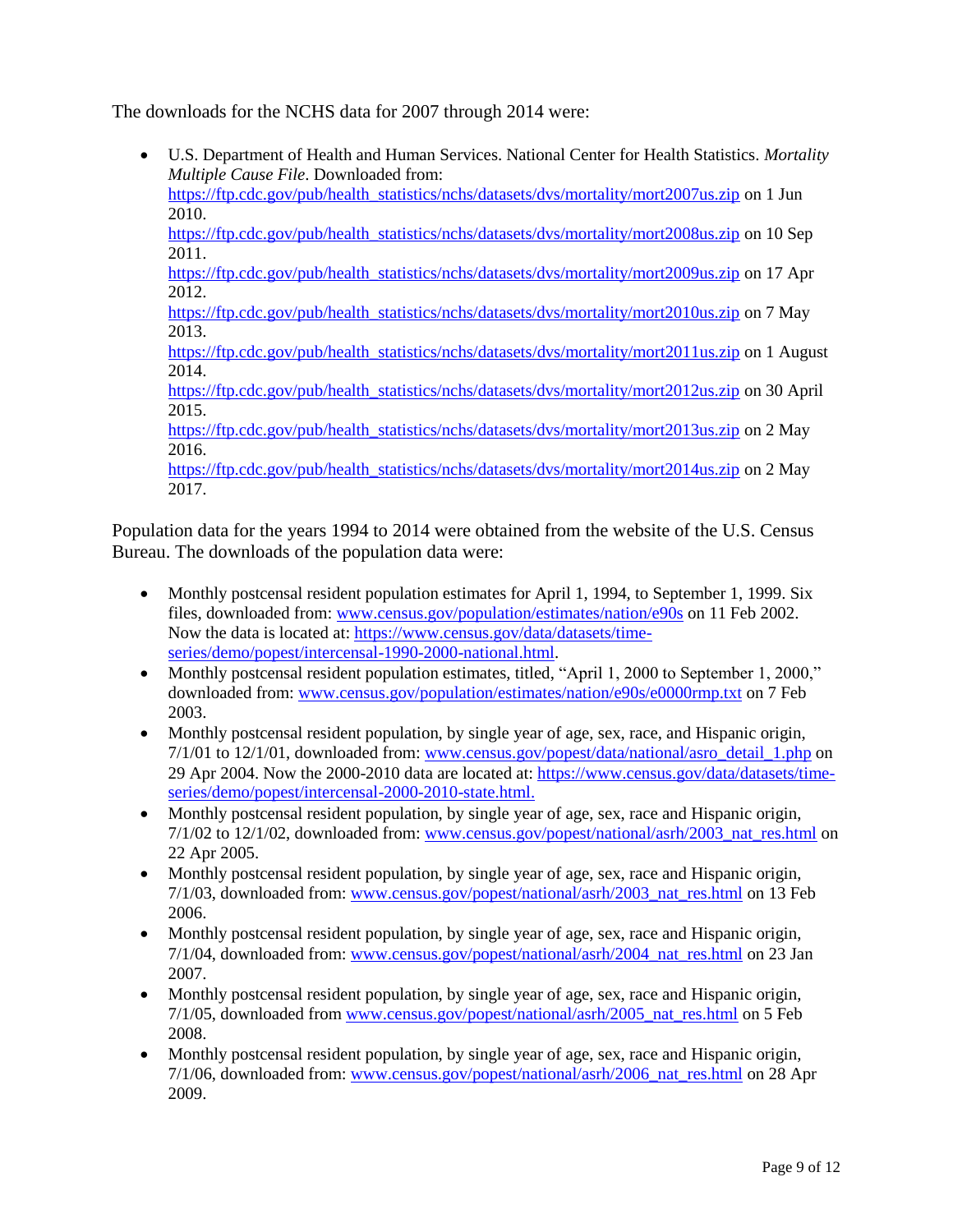The downloads for the NCHS data for 2007 through 2014 were:

- U.S. Department of Health and Human Services. National Center for Health Statistics. *Mortality Multiple Cause File*. Downloaded from:
  https://ftp.cdc.gov/pub/health_statistics/nchs/datasets/dvs/mortality/mort2007us.zip on 1 Jun 2010.
  https://ftp.cdc.gov/pub/health_statistics/nchs/datasets/dvs/mortality/mort2008us.zip on 10 Sep 2011.
  https://ftp.cdc.gov/pub/health_statistics/nchs/datasets/dvs/mortality/mort2009us.zip on 17 Apr 2012.
  https://ftp.cdc.gov/pub/health_statistics/nchs/datasets/dvs/mortality/mort2010us.zip on 7 May 2013.
  https://ftp.cdc.gov/pub/health_statistics/nchs/datasets/dvs/mortality/mort2011us.zip on 1 August 2014.
  https://ftp.cdc.gov/pub/health_statistics/nchs/datasets/dvs/mortality/mort2012us.zip on 30 April 2015.
  https://ftp.cdc.gov/pub/health_statistics/nchs/datasets/dvs/mortality/mort2013us.zip on 2 May 2016.
  https://ftp.cdc.gov/pub/health_statistics/nchs/datasets/dvs/mortality/mort2014us.zip on 2 May 2017.

Population data for the years 1994 to 2014 were obtained from the website of the U.S. Census Bureau. The downloads of the population data were:

- Monthly postcensal resident population estimates for April 1, 1994, to September 1, 1999. Six files, downloaded from: www.census.gov/population/estimates/nation/e90s on 11 Feb 2002. Now the data is located at: https://www.census.gov/data/datasets/time-series/demo/popest/intercensal-1990-2000-national.html.
- Monthly postcensal resident population estimates, titled, "April 1, 2000 to September 1, 2000," downloaded from: www.census.gov/population/estimates/nation/e90s/e0000rmp.txt on 7 Feb 2003.
- Monthly postcensal resident population, by single year of age, sex, race, and Hispanic origin, 7/1/01 to 12/1/01, downloaded from: www.census.gov/popest/data/national/asro_detail_1.php on 29 Apr 2004. Now the 2000-2010 data are located at: https://www.census.gov/data/datasets/time-series/demo/popest/intercensal-2000-2010-state.html.
- Monthly postcensal resident population, by single year of age, sex, race and Hispanic origin, 7/1/02 to 12/1/02, downloaded from: www.census.gov/popest/national/asrh/2003_nat_res.html on 22 Apr 2005.
- Monthly postcensal resident population, by single year of age, sex, race and Hispanic origin, 7/1/03, downloaded from: www.census.gov/popest/national/asrh/2003_nat_res.html on 13 Feb 2006.
- Monthly postcensal resident population, by single year of age, sex, race and Hispanic origin, 7/1/04, downloaded from: www.census.gov/popest/national/asrh/2004_nat_res.html on 23 Jan 2007.
- Monthly postcensal resident population, by single year of age, sex, race and Hispanic origin, 7/1/05, downloaded from www.census.gov/popest/national/asrh/2005_nat_res.html on 5 Feb 2008.
- Monthly postcensal resident population, by single year of age, sex, race and Hispanic origin, 7/1/06, downloaded from: www.census.gov/popest/national/asrh/2006_nat_res.html on 28 Apr 2009.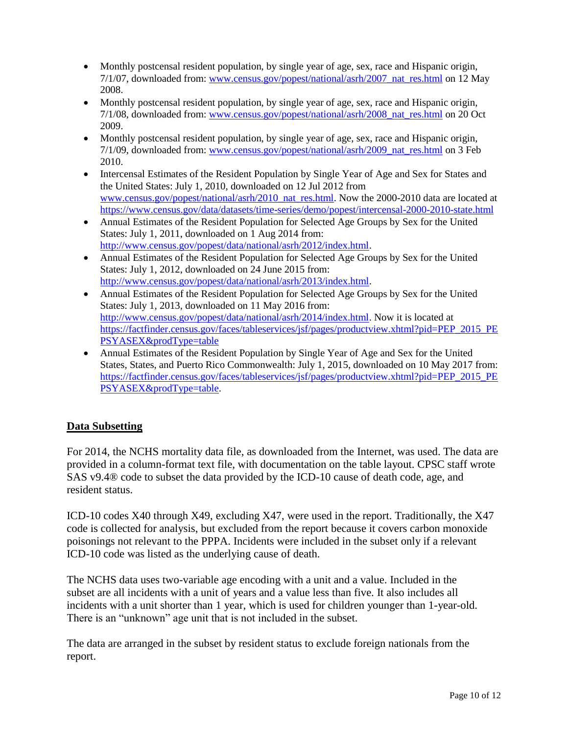- Monthly postcensal resident population, by single year of age, sex, race and Hispanic origin, 7/1/07, downloaded from: www.census.gov/popest/national/asrh/2007_nat_res.html on 12 May 2008.
- Monthly postcensal resident population, by single year of age, sex, race and Hispanic origin, 7/1/08, downloaded from: www.census.gov/popest/national/asrh/2008_nat_res.html on 20 Oct 2009.
- Monthly postcensal resident population, by single year of age, sex, race and Hispanic origin, 7/1/09, downloaded from: www.census.gov/popest/national/asrh/2009_nat_res.html on 3 Feb 2010.
- Intercensal Estimates of the Resident Population by Single Year of Age and Sex for States and the United States: July 1, 2010, downloaded on 12 Jul 2012 from www.census.gov/popest/national/asrh/2010_nat_res.html. Now the 2000-2010 data are located at https://www.census.gov/data/datasets/time-series/demo/popest/intercensal-2000-2010-state.html
- Annual Estimates of the Resident Population for Selected Age Groups by Sex for the United States: July 1, 2011, downloaded on 1 Aug 2014 from: http://www.census.gov/popest/data/national/asrh/2012/index.html.
- Annual Estimates of the Resident Population for Selected Age Groups by Sex for the United States: July 1, 2012, downloaded on 24 June 2015 from: http://www.census.gov/popest/data/national/asrh/2013/index.html.
- Annual Estimates of the Resident Population for Selected Age Groups by Sex for the United States: July 1, 2013, downloaded on 11 May 2016 from: http://www.census.gov/popest/data/national/asrh/2014/index.html. Now it is located at https://factfinder.census.gov/faces/tableservices/jsf/pages/productview.xhtml?pid=PEP_2015_PEPSYASEX&prodType=table
- Annual Estimates of the Resident Population by Single Year of Age and Sex for the United States, States, and Puerto Rico Commonwealth: July 1, 2015, downloaded on 10 May 2017 from: https://factfinder.census.gov/faces/tableservices/jsf/pages/productview.xhtml?pid=PEP_2015_PEPSYASEX&prodType=table.

## Data Subsetting

For 2014, the NCHS mortality data file, as downloaded from the Internet, was used. The data are provided in a column-format text file, with documentation on the table layout. CPSC staff wrote SAS v9.4® code to subset the data provided by the ICD-10 cause of death code, age, and resident status.

ICD-10 codes X40 through X49, excluding X47, were used in the report. Traditionally, the X47 code is collected for analysis, but excluded from the report because it covers carbon monoxide poisonings not relevant to the PPPA. Incidents were included in the subset only if a relevant ICD-10 code was listed as the underlying cause of death.

The NCHS data uses two-variable age encoding with a unit and a value. Included in the subset are all incidents with a unit of years and a value less than five. It also includes all incidents with a unit shorter than 1 year, which is used for children younger than 1-year-old. There is an "unknown" age unit that is not included in the subset.

The data are arranged in the subset by resident status to exclude foreign nationals from the report.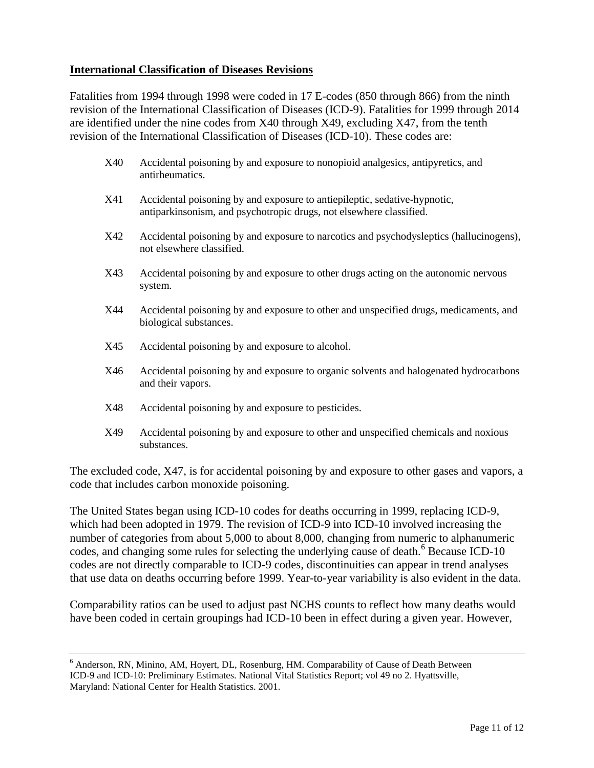## International Classification of Diseases Revisions

Fatalities from 1994 through 1998 were coded in 17 E-codes (850 through 866) from the ninth revision of the International Classification of Diseases (ICD-9). Fatalities for 1999 through 2014 are identified under the nine codes from X40 through X49, excluding X47, from the tenth revision of the International Classification of Diseases (ICD-10). These codes are:

- X40 Accidental poisoning by and exposure to nonopioid analgesics, antipyretics, and antirheumatics.
- X41 Accidental poisoning by and exposure to antiepileptic, sedative-hypnotic, antiparkinsonism, and psychotropic drugs, not elsewhere classified.
- X42 Accidental poisoning by and exposure to narcotics and psychodysleptics (hallucinogens), not elsewhere classified.
- X43 Accidental poisoning by and exposure to other drugs acting on the autonomic nervous system.
- X44 Accidental poisoning by and exposure to other and unspecified drugs, medicaments, and biological substances.
- X45 Accidental poisoning by and exposure to alcohol.
- X46 Accidental poisoning by and exposure to organic solvents and halogenated hydrocarbons and their vapors.
- X48 Accidental poisoning by and exposure to pesticides.
- X49 Accidental poisoning by and exposure to other and unspecified chemicals and noxious substances.

The excluded code, X47, is for accidental poisoning by and exposure to other gases and vapors, a code that includes carbon monoxide poisoning.

The United States began using ICD-10 codes for deaths occurring in 1999, replacing ICD-9, which had been adopted in 1979. The revision of ICD-9 into ICD-10 involved increasing the number of categories from about 5,000 to about 8,000, changing from numeric to alphanumeric codes, and changing some rules for selecting the underlying cause of death.[6] Because ICD-10 codes are not directly comparable to ICD-9 codes, discontinuities can appear in trend analyses that use data on deaths occurring before 1999. Year-to-year variability is also evident in the data.

Comparability ratios can be used to adjust past NCHS counts to reflect how many deaths would have been coded in certain groupings had ICD-10 been in effect during a given year. However,

[6] Anderson, RN, Minino, AM, Hoyert, DL, Rosenburg, HM. Comparability of Cause of Death Between ICD-9 and ICD-10: Preliminary Estimates. National Vital Statistics Report; vol 49 no 2. Hyattsville, Maryland: National Center for Health Statistics. 2001.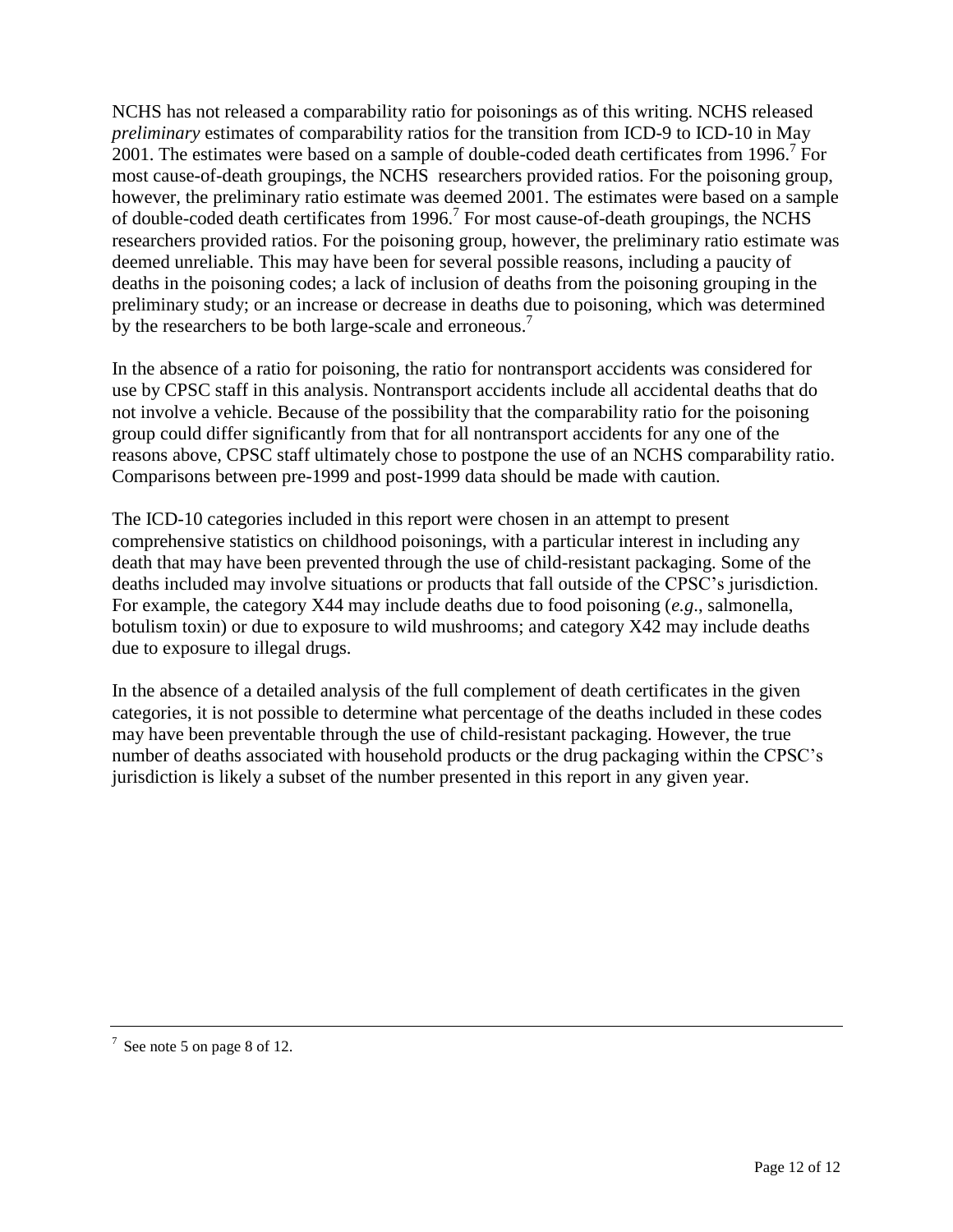NCHS has not released a comparability ratio for poisonings as of this writing. NCHS released *preliminary* estimates of comparability ratios for the transition from ICD-9 to ICD-10 in May 2001. The estimates were based on a sample of double-coded death certificates from 1996.[7] For most cause-of-death groupings, the NCHS researchers provided ratios. For the poisoning group, however, the preliminary ratio estimate was deemed 2001. The estimates were based on a sample of double-coded death certificates from 1996.[7] For most cause-of-death groupings, the NCHS researchers provided ratios. For the poisoning group, however, the preliminary ratio estimate was deemed unreliable. This may have been for several possible reasons, including a paucity of deaths in the poisoning codes; a lack of inclusion of deaths from the poisoning grouping in the preliminary study; or an increase or decrease in deaths due to poisoning, which was determined by the researchers to be both large-scale and erroneous.[7]

In the absence of a ratio for poisoning, the ratio for nontransport accidents was considered for use by CPSC staff in this analysis. Nontransport accidents include all accidental deaths that do not involve a vehicle. Because of the possibility that the comparability ratio for the poisoning group could differ significantly from that for all nontransport accidents for any one of the reasons above, CPSC staff ultimately chose to postpone the use of an NCHS comparability ratio. Comparisons between pre-1999 and post-1999 data should be made with caution.

The ICD-10 categories included in this report were chosen in an attempt to present comprehensive statistics on childhood poisonings, with a particular interest in including any death that may have been prevented through the use of child-resistant packaging. Some of the deaths included may involve situations or products that fall outside of the CPSC's jurisdiction. For example, the category X44 may include deaths due to food poisoning (*e.g*., salmonella, botulism toxin) or due to exposure to wild mushrooms; and category X42 may include deaths due to exposure to illegal drugs.

In the absence of a detailed analysis of the full complement of death certificates in the given categories, it is not possible to determine what percentage of the deaths included in these codes may have been preventable through the use of child-resistant packaging. However, the true number of deaths associated with household products or the drug packaging within the CPSC's jurisdiction is likely a subset of the number presented in this report in any given year.

---

[7] See note 5 on page 8 of 12.